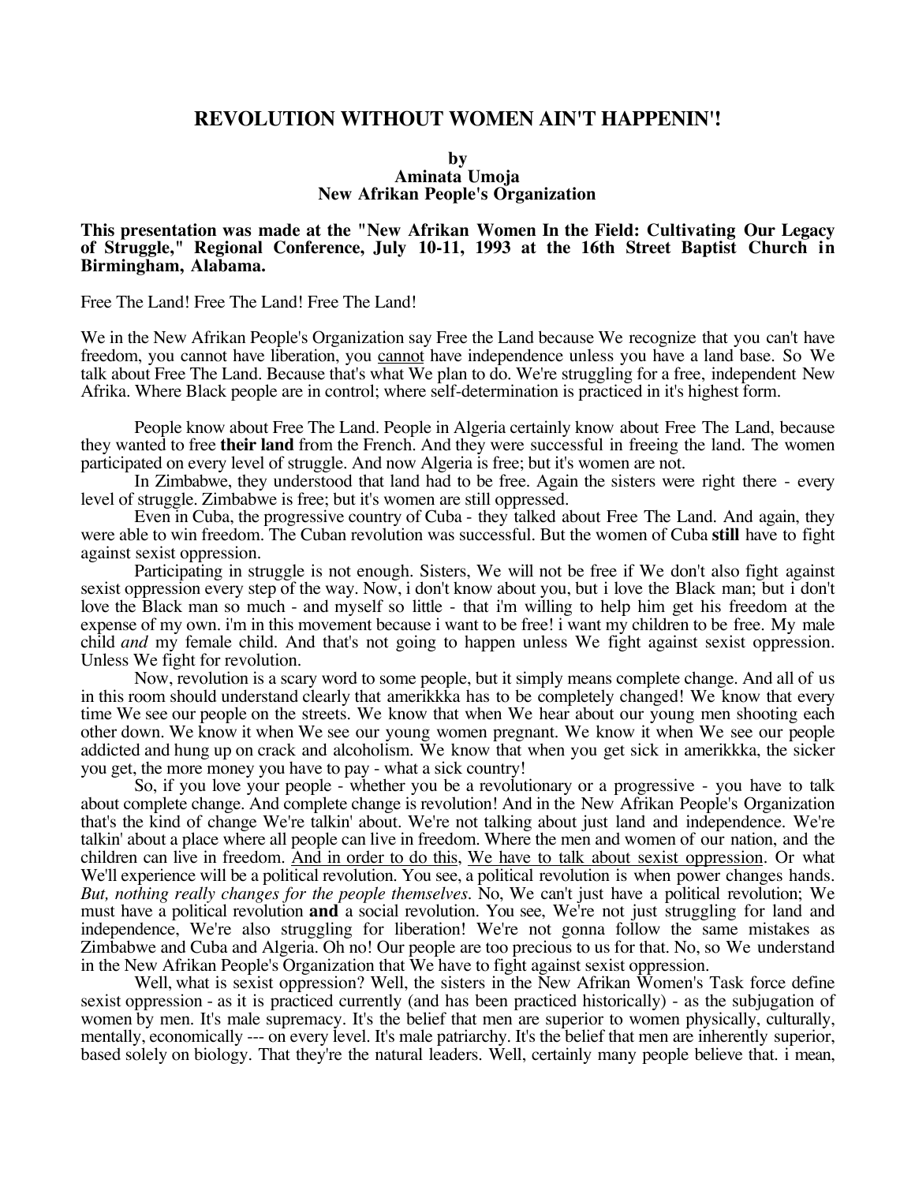# REVOLUTION WITHOUT WOMEN AIN'T HAPPENIN'!

**by**
**Aminata Umoja**
**New Afrikan People's Organization**

**This presentation was made at the "New Afrikan Women In the Field: Cultivating Our Legacy of Struggle," Regional Conference, July 10-11, 1993 at the 16th Street Baptist Church in Birmingham, Alabama.**

Free The Land! Free The Land! Free The Land!

We in the New Afrikan People's Organization say Free the Land because We recognize that you can't have freedom, you cannot have liberation, you <u>cannot</u> have independence unless you have a land base. So We talk about Free The Land. Because that's what We plan to do. We're struggling for a free, independent New Afrika. Where Black people are in control; where self-determination is practiced in it's highest form.

People know about Free The Land. People in Algeria certainly know about Free The Land, because they wanted to free **their land** from the French. And they were successful in freeing the land. The women participated on every level of struggle. And now Algeria is free; but it's women are not.

In Zimbabwe, they understood that land had to be free. Again the sisters were right there - every level of struggle. Zimbabwe is free; but it's women are still oppressed.

Even in Cuba, the progressive country of Cuba - they talked about Free The Land. And again, they were able to win freedom. The Cuban revolution was successful. But the women of Cuba **still** have to fight against sexist oppression.

Participating in struggle is not enough. Sisters, We will not be free if We don't also fight against sexist oppression every step of the way. Now, i don't know about you, but i love the Black man; but i don't love the Black man so much - and myself so little - that i'm willing to help him get his freedom at the expense of my own. i'm in this movement because i want to be free! i want my children to be free. My male child *and* my female child. And that's not going to happen unless We fight against sexist oppression. Unless We fight for revolution.

Now, revolution is a scary word to some people, but it simply means complete change. And all of us in this room should understand clearly that amerikkka has to be completely changed! We know that every time We see our people on the streets. We know that when We hear about our young men shooting each other down. We know it when We see our young women pregnant. We know it when We see our people addicted and hung up on crack and alcoholism. We know that when you get sick in amerikkka, the sicker you get, the more money you have to pay - what a sick country!

So, if you love your people - whether you be a revolutionary or a progressive - you have to talk about complete change. And complete change is revolution! And in the New Afrikan People's Organization that's the kind of change We're talkin' about. We're not talking about just land and independence. We're talkin' about a place where all people can live in freedom. Where the men and women of our nation, and the children can live in freedom. <u>And in order to do this, We have to talk about sexist oppression</u>. Or what We'll experience will be a political revolution. You see, a political revolution is when power changes hands. *But, nothing really changes for the people themselves.* No, We can't just have a political revolution; We must have a political revolution **and** a social revolution. You see, We're not just struggling for land and independence, We're also struggling for liberation! We're not gonna follow the same mistakes as Zimbabwe and Cuba and Algeria. Oh no! Our people are too precious to us for that. No, so We understand in the New Afrikan People's Organization that We have to fight against sexist oppression.

Well, what is sexist oppression? Well, the sisters in the New Afrikan Women's Task force define sexist oppression - as it is practiced currently (and has been practiced historically) - as the subjugation of women by men. It's male supremacy. It's the belief that men are superior to women physically, culturally, mentally, economically --- on every level. It's male patriarchy. It's the belief that men are inherently superior, based solely on biology. That they're the natural leaders. Well, certainly many people believe that. i mean,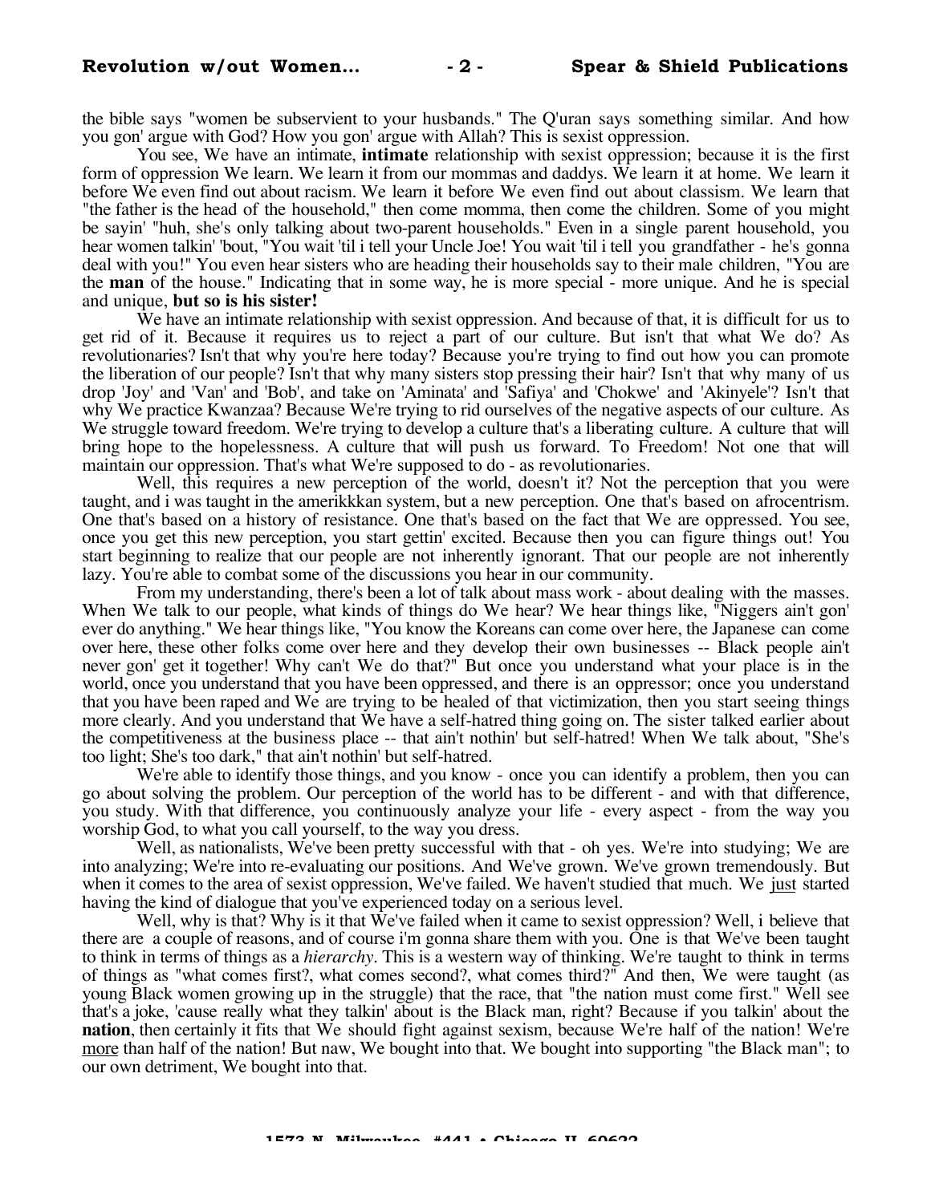the bible says "women be subservient to your husbands." The Q'uran says something similar. And how you gon' argue with God? How you gon' argue with Allah? This is sexist oppression.

You see, We have an intimate, **intimate** relationship with sexist oppression; because it is the first form of oppression We learn. We learn it from our mommas and daddys. We learn it at home. We learn it before We even find out about racism. We learn it before We even find out about classism. We learn that "the father is the head of the household," then come momma, then come the children. Some of you might be sayin' "huh, she's only talking about two-parent households." Even in a single parent household, you hear women talkin' 'bout, "You wait 'til i tell your Uncle Joe! You wait 'til i tell you grandfather - he's gonna deal with you!" You even hear sisters who are heading their households say to their male children, "You are the **man** of the house." Indicating that in some way, he is more special - more unique. And he is special and unique, **but so is his sister!**

We have an intimate relationship with sexist oppression. And because of that, it is difficult for us to get rid of it. Because it requires us to reject a part of our culture. But isn't that what We do? As revolutionaries? Isn't that why you're here today? Because you're trying to find out how you can promote the liberation of our people? Isn't that why many sisters stop pressing their hair? Isn't that why many of us drop 'Joy' and 'Van' and 'Bob', and take on 'Aminata' and 'Safiya' and 'Chokwe' and 'Akinyele'? Isn't that why We practice Kwanzaa? Because We're trying to rid ourselves of the negative aspects of our culture. As We struggle toward freedom. We're trying to develop a culture that's a liberating culture. A culture that will bring hope to the hopelessness. A culture that will push us forward. To Freedom! Not one that will maintain our oppression. That's what We're supposed to do - as revolutionaries.

Well, this requires a new perception of the world, doesn't it? Not the perception that you were taught, and i was taught in the amerikkkan system, but a new perception. One that's based on afrocentrism. One that's based on a history of resistance. One that's based on the fact that We are oppressed. You see, once you get this new perception, you start gettin' excited. Because then you can figure things out! You start beginning to realize that our people are not inherently ignorant. That our people are not inherently lazy. You're able to combat some of the discussions you hear in our community.

From my understanding, there's been a lot of talk about mass work - about dealing with the masses. When We talk to our people, what kinds of things do We hear? We hear things like, "Niggers ain't gon' ever do anything." We hear things like, "You know the Koreans can come over here, the Japanese can come over here, these other folks come over here and they develop their own businesses -- Black people ain't never gon' get it together! Why can't We do that?" But once you understand what your place is in the world, once you understand that you have been oppressed, and there is an oppressor; once you understand that you have been raped and We are trying to be healed of that victimization, then you start seeing things more clearly. And you understand that We have a self-hatred thing going on. The sister talked earlier about the competitiveness at the business place -- that ain't nothin' but self-hatred! When We talk about, "She's too light; She's too dark," that ain't nothin' but self-hatred.

We're able to identify those things, and you know - once you can identify a problem, then you can go about solving the problem. Our perception of the world has to be different - and with that difference, you study. With that difference, you continuously analyze your life - every aspect - from the way you worship God, to what you call yourself, to the way you dress.

Well, as nationalists, We've been pretty successful with that - oh yes. We're into studying; We are into analyzing; We're into re-evaluating our positions. And We've grown. We've grown tremendously. But when it comes to the area of sexist oppression, We've failed. We haven't studied that much. We just started having the kind of dialogue that you've experienced today on a serious level.

Well, why is that? Why is it that We've failed when it came to sexist oppression? Well, i believe that there are a couple of reasons, and of course i'm gonna share them with you. One is that We've been taught to think in terms of things as a *hierarchy*. This is a western way of thinking. We're taught to think in terms of things as "what comes first?, what comes second?, what comes third?" And then, We were taught (as young Black women growing up in the struggle) that the race, that "the nation must come first." Well see that's a joke, 'cause really what they talkin' about is the Black man, right? Because if you talkin' about the **nation**, then certainly it fits that We should fight against sexism, because We're half of the nation! We're more than half of the nation! But naw, We bought into that. We bought into supporting "the Black man"; to our own detriment, We bought into that.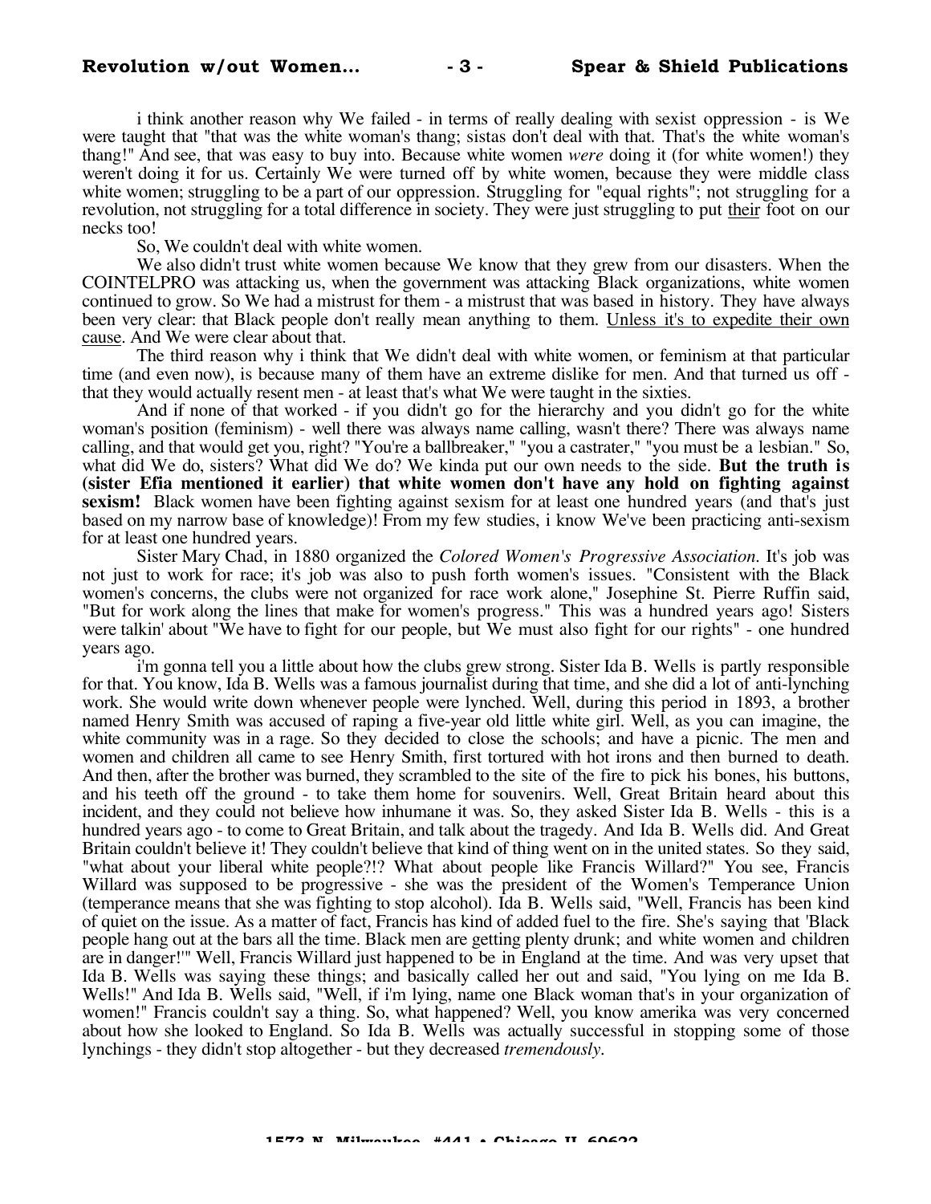i think another reason why We failed - in terms of really dealing with sexist oppression - is We were taught that "that was the white woman's thang; sistas don't deal with that. That's the white woman's thang!" And see, that was easy to buy into. Because white women *were* doing it (for white women!) they weren't doing it for us. Certainly We were turned off by white women, because they were middle class white women; struggling to be a part of our oppression. Struggling for "equal rights"; not struggling for a revolution, not struggling for a total difference in society. They were just struggling to put their foot on our necks too!

So, We couldn't deal with white women.

We also didn't trust white women because We know that they grew from our disasters. When the COINTELPRO was attacking us, when the government was attacking Black organizations, white women continued to grow. So We had a mistrust for them - a mistrust that was based in history. They have always been very clear: that Black people don't really mean anything to them. Unless it's to expedite their own cause. And We were clear about that.

The third reason why i think that We didn't deal with white women, or feminism at that particular time (and even now), is because many of them have an extreme dislike for men. And that turned us off - that they would actually resent men - at least that's what We were taught in the sixties.

And if none of that worked - if you didn't go for the hierarchy and you didn't go for the white woman's position (feminism) - well there was always name calling, wasn't there? There was always name calling, and that would get you, right? "You're a ballbreaker," "you a castrater," "you must be a lesbian." So, what did We do, sisters? What did We do? We kinda put our own needs to the side. **But the truth is (sister Efia mentioned it earlier) that white women don't have any hold on fighting against sexism!** Black women have been fighting against sexism for at least one hundred years (and that's just based on my narrow base of knowledge)! From my few studies, i know We've been practicing anti-sexism for at least one hundred years.

Sister Mary Chad, in 1880 organized the *Colored Women's Progressive Association.* It's job was not just to work for race; it's job was also to push forth women's issues. "Consistent with the Black women's concerns, the clubs were not organized for race work alone," Josephine St. Pierre Ruffin said, "But for work along the lines that make for women's progress." This was a hundred years ago! Sisters were talkin' about "We have to fight for our people, but We must also fight for our rights" - one hundred years ago.

i'm gonna tell you a little about how the clubs grew strong. Sister Ida B. Wells is partly responsible for that. You know, Ida B. Wells was a famous journalist during that time, and she did a lot of anti-lynching work. She would write down whenever people were lynched. Well, during this period in 1893, a brother named Henry Smith was accused of raping a five-year old little white girl. Well, as you can imagine, the white community was in a rage. So they decided to close the schools; and have a picnic. The men and women and children all came to see Henry Smith, first tortured with hot irons and then burned to death. And then, after the brother was burned, they scrambled to the site of the fire to pick his bones, his buttons, and his teeth off the ground - to take them home for souvenirs. Well, Great Britain heard about this incident, and they could not believe how inhumane it was. So, they asked Sister Ida B. Wells - this is a hundred years ago - to come to Great Britain, and talk about the tragedy. And Ida B. Wells did. And Great Britain couldn't believe it! They couldn't believe that kind of thing went on in the united states. So they said, "what about your liberal white people?!? What about people like Francis Willard?" You see, Francis Willard was supposed to be progressive - she was the president of the Women's Temperance Union (temperance means that she was fighting to stop alcohol). Ida B. Wells said, "Well, Francis has been kind of quiet on the issue. As a matter of fact, Francis has kind of added fuel to the fire. She's saying that 'Black people hang out at the bars all the time. Black men are getting plenty drunk; and white women and children are in danger!'" Well, Francis Willard just happened to be in England at the time. And was very upset that Ida B. Wells was saying these things; and basically called her out and said, "You lying on me Ida B. Wells!" And Ida B. Wells said, "Well, if i'm lying, name one Black woman that's in your organization of women!" Francis couldn't say a thing. So, what happened? Well, you know amerika was very concerned about how she looked to England. So Ida B. Wells was actually successful in stopping some of those lynchings - they didn't stop altogether - but they decreased *tremendously*.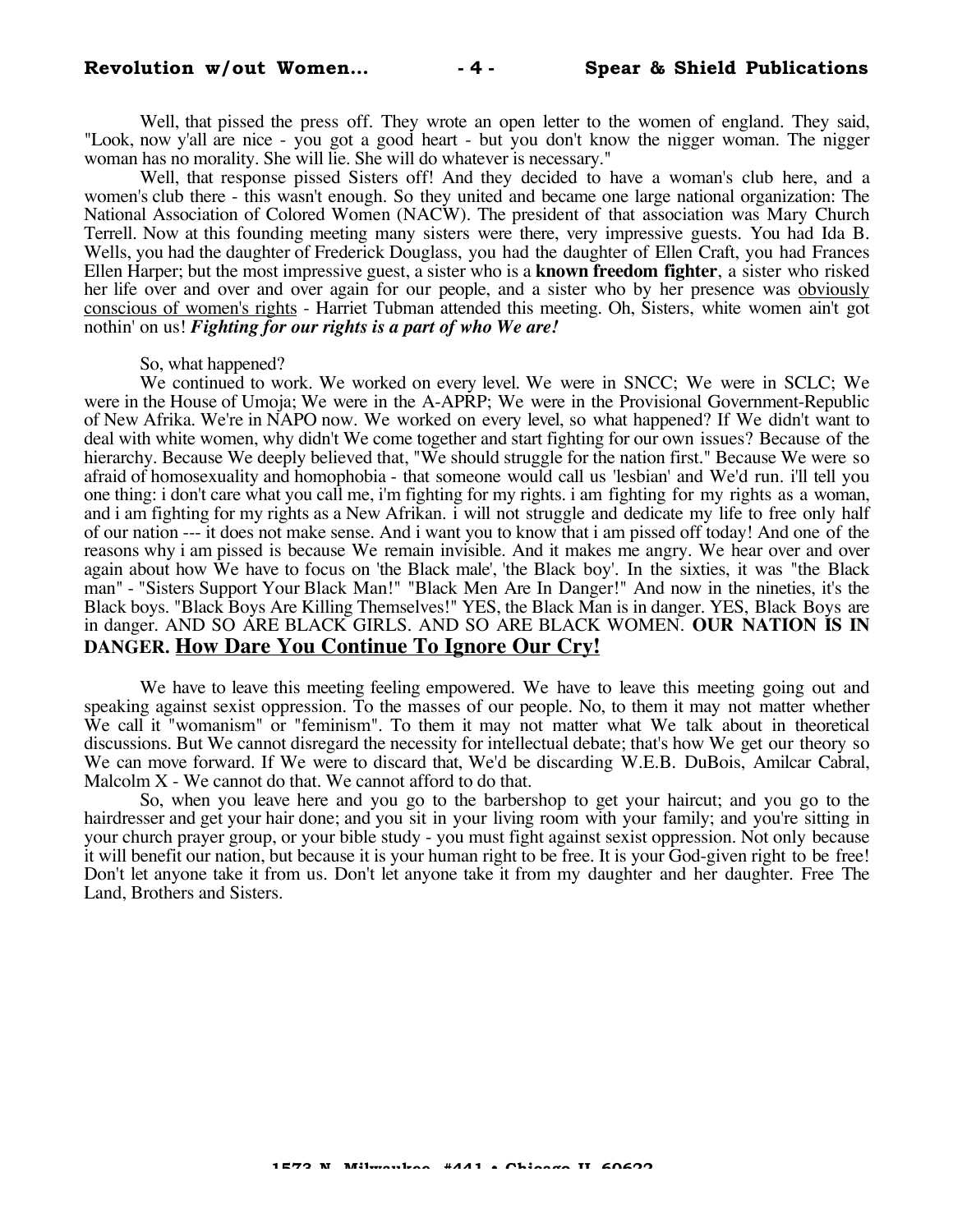Well, that pissed the press off. They wrote an open letter to the women of england. They said, "Look, now y'all are nice - you got a good heart - but you don't know the nigger woman. The nigger woman has no morality. She will lie. She will do whatever is necessary."

Well, that response pissed Sisters off! And they decided to have a woman's club here, and a women's club there - this wasn't enough. So they united and became one large national organization: The National Association of Colored Women (NACW). The president of that association was Mary Church Terrell. Now at this founding meeting many sisters were there, very impressive guests. You had Ida B. Wells, you had the daughter of Frederick Douglass, you had the daughter of Ellen Craft, you had Frances Ellen Harper; but the most impressive guest, a sister who is a **known freedom fighter**, a sister who risked her life over and over and over again for our people, and a sister who by her presence was <u>obviously conscious of women's rights</u> - Harriet Tubman attended this meeting. Oh, Sisters, white women ain't got nothin' on us! ***Fighting for our rights is a part of who We are!***

So, what happened?

We continued to work. We worked on every level. We were in SNCC; We were in SCLC; We were in the House of Umoja; We were in the A-APRP; We were in the Provisional Government-Republic of New Afrika. We're in NAPO now. We worked on every level, so what happened? If We didn't want to deal with white women, why didn't We come together and start fighting for our own issues? Because of the hierarchy. Because We deeply believed that, "We should struggle for the nation first." Because We were so afraid of homosexuality and homophobia - that someone would call us 'lesbian' and We'd run. i'll tell you one thing: i don't care what you call me, i'm fighting for my rights. i am fighting for my rights as a woman, and i am fighting for my rights as a New Afrikan. i will not struggle and dedicate my life to free only half of our nation --- it does not make sense. And i want you to know that i am pissed off today! And one of the reasons why i am pissed is because We remain invisible. And it makes me angry. We hear over and over again about how We have to focus on 'the Black male', 'the Black boy'. In the sixties, it was "the Black man" - "Sisters Support Your Black Man!" "Black Men Are In Danger!" And now in the nineties, it's the Black boys. "Black Boys Are Killing Themselves!" YES, the Black Man is in danger. YES, Black Boys are in danger. AND SO ARE BLACK GIRLS. AND SO ARE BLACK WOMEN. **OUR NATION IS IN DANGER.** <u>**How Dare You Continue To Ignore Our Cry!**</u>

We have to leave this meeting feeling empowered. We have to leave this meeting going out and speaking against sexist oppression. To the masses of our people. No, to them it may not matter whether We call it "womanism" or "feminism". To them it may not matter what We talk about in theoretical discussions. But We cannot disregard the necessity for intellectual debate; that's how We get our theory so We can move forward. If We were to discard that, We'd be discarding W.E.B. DuBois, Amilcar Cabral, Malcolm X - We cannot do that. We cannot afford to do that.

So, when you leave here and you go to the barbershop to get your haircut; and you go to the hairdresser and get your hair done; and you sit in your living room with your family; and you're sitting in your church prayer group, or your bible study - you must fight against sexist oppression. Not only because it will benefit our nation, but because it is your human right to be free. It is your God-given right to be free! Don't let anyone take it from us. Don't let anyone take it from my daughter and her daughter. Free The Land, Brothers and Sisters.